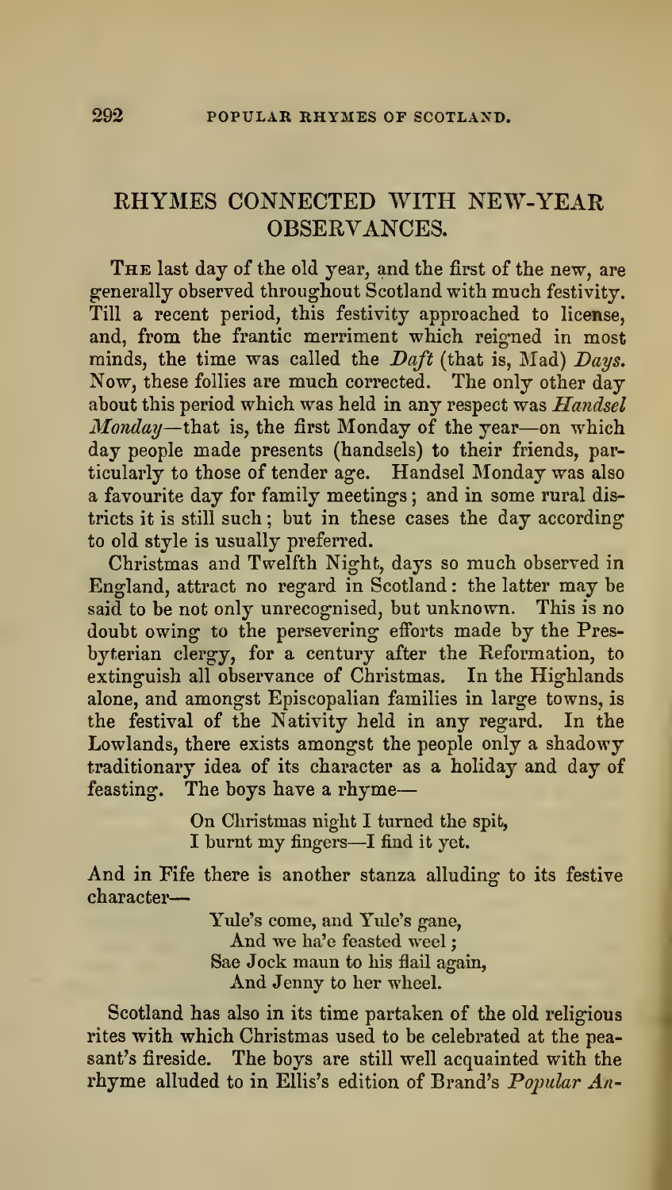## RHYMES CONNECTED WITH NEW-YEAR OBSERVANCES.

The last day of the old year, and the first of the new, are generally observed throughout Scotland with much festivity. Till a recent period, this festivity approached to license, and, from the frantic merriment which reigned in most minds, the time was called the *Daft* (that is, Mad) *Days.* Now, these follies are much corrected. The only other day about this period which was held in any respect was *Handsel Monday*—that is, the first Monday of the year—on which day people made presents (handsels) to their friends, particularly to those of tender age. Handsel Monday was also a favourite day for family meetings; and in some rural districts it is still such; but in these cases the day according to old style is usually preferred.

Christmas and Twelfth Night, days so much observed in England, attract no regard in Scotland: the latter may be said to be not only unrecognised, but unknown. This is no doubt owing to the persevering efforts made by the Presbyterian clergy, for a century after the Reformation, to extinguish all observance of Christmas. In the Highlands alone, and amongst Episcopalian families in large towns, is the festival of the Nativity held in any regard. In the Lowlands, there exists amongst the people only a shadowy traditionary idea of its character as a holiday and day of feasting. The boys have a rhyme—

> On Christmas night I turned the spit,
> I burnt my fingers—I find it yet.

And in Fife there is another stanza alluding to its festive character—

> Yule's come, and Yule's gane,
> And we ha'e feasted weel;
> Sae Jock maun to his flail again,
> And Jenny to her wheel.

Scotland has also in its time partaken of the old religious rites with which Christmas used to be celebrated at the peasant's fireside. The boys are still well acquainted with the rhyme alluded to in Ellis's edition of Brand's *Popular An-*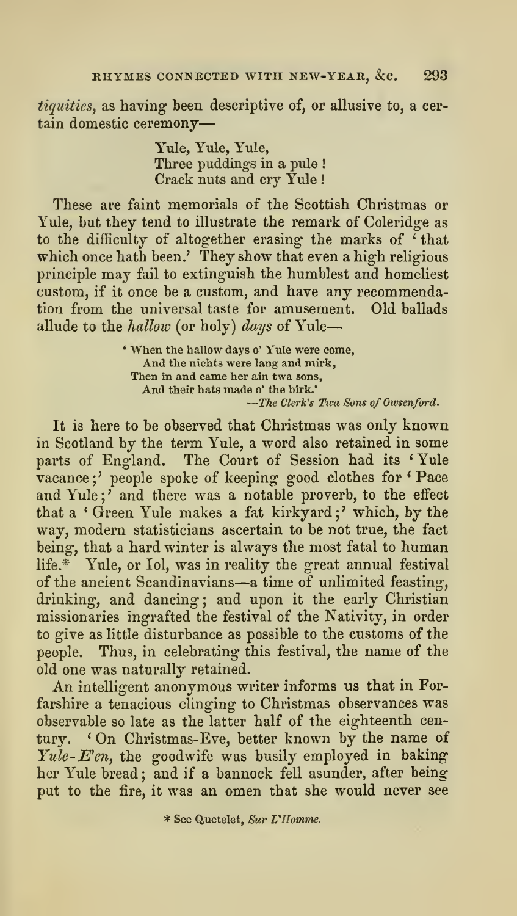*tiquities*, as having been descriptive of, or allusive to, a certain domestic ceremony—

> Yule, Yule, Yule,
> Three puddings in a pule!
> Crack nuts and cry Yule!

These are faint memorials of the Scottish Christmas or Yule, but they tend to illustrate the remark of Coleridge as to the difficulty of altogether erasing the marks of 'that which once hath been.' They show that even a high religious principle may fail to extinguish the humblest and homeliest custom, if it once be a custom, and have any recommendation from the universal taste for amusement. Old ballads allude to the *hallow* (or holy) *days* of Yule—

> 'When the hallow days o' Yule were come,
> And the nichts were lang and mirk,
> Then in and came her ain twa sons,
> And their hats made o' the birk.'
>
> —*The Clerk's Twa Sons of Owsenford.*

It is here to be observed that Christmas was only known in Scotland by the term Yule, a word also retained in some parts of England. The Court of Session had its 'Yule vacance;' people spoke of keeping good clothes for 'Pace and Yule;' and there was a notable proverb, to the effect that a 'Green Yule makes a fat kirkyard;' which, by the way, modern statisticians ascertain to be not true, the fact being, that a hard winter is always the most fatal to human life.* Yule, or Iol, was in reality the great annual festival of the ancient Scandinavians—a time of unlimited feasting, drinking, and dancing; and upon it the early Christian missionaries ingrafted the festival of the Nativity, in order to give as little disturbance as possible to the customs of the people. Thus, in celebrating this festival, the name of the old one was naturally retained.

An intelligent anonymous writer informs us that in Forfarshire a tenacious clinging to Christmas observances was observable so late as the latter half of the eighteenth century. 'On Christmas-Eve, better known by the name of *Yule-E'en*, the goodwife was busily employed in baking her Yule bread; and if a bannock fell asunder, after being put to the fire, it was an omen that she would never see

\* See Quetelet, *Sur L'Homme.*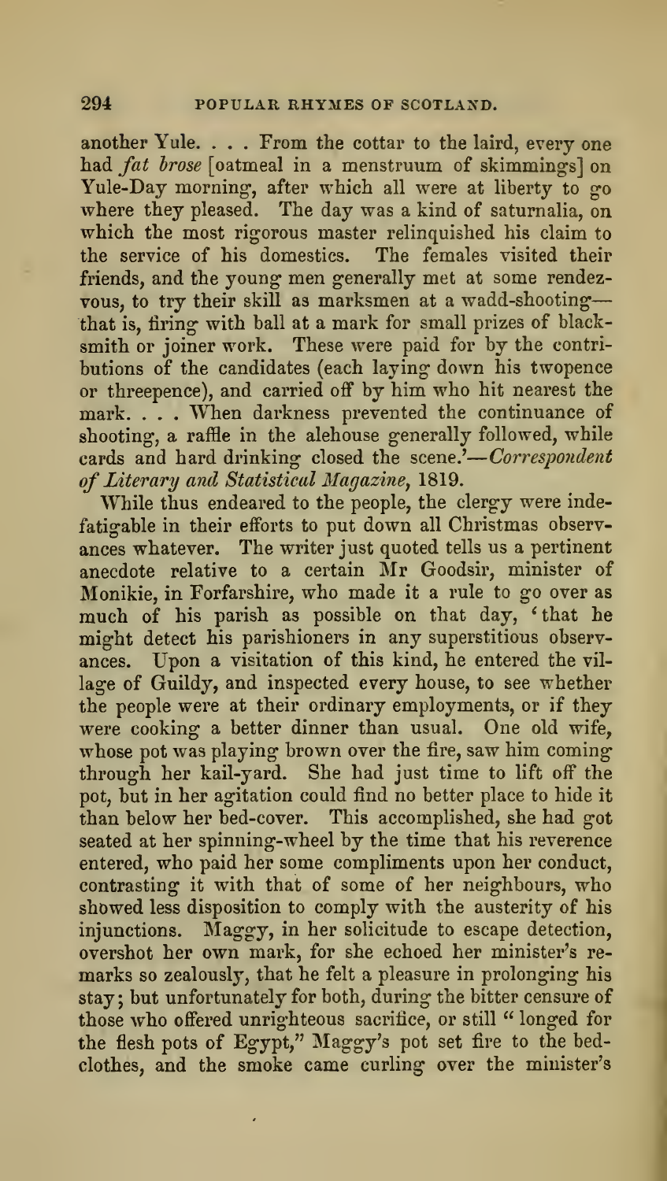another Yule. . . . From the cottar to the laird, every one had *fat brose* [oatmeal in a menstruum of skimmings] on Yule-Day morning, after which all were at liberty to go where they pleased. The day was a kind of saturnalia, on which the most rigorous master relinquished his claim to the service of his domestics. The females visited their friends, and the young men generally met at some rendezvous, to try their skill as marksmen at a wadd-shooting—that is, firing with ball at a mark for small prizes of blacksmith or joiner work. These were paid for by the contributions of the candidates (each laying down his twopence or threepence), and carried off by him who hit nearest the mark. . . . When darkness prevented the continuance of shooting, a raffle in the alehouse generally followed, while cards and hard drinking closed the scene.'—*Correspondent of Literary and Statistical Magazine*, 1819.

While thus endeared to the people, the clergy were indefatigable in their efforts to put down all Christmas observances whatever. The writer just quoted tells us a pertinent anecdote relative to a certain Mr Goodsir, minister of Monikie, in Forfarshire, who made it a rule to go over as much of his parish as possible on that day, 'that he might detect his parishioners in any superstitious observances. Upon a visitation of this kind, he entered the village of Guildy, and inspected every house, to see whether the people were at their ordinary employments, or if they were cooking a better dinner than usual. One old wife, whose pot was playing brown over the fire, saw him coming through her kail-yard. She had just time to lift off the pot, but in her agitation could find no better place to hide it than below her bed-cover. This accomplished, she had got seated at her spinning-wheel by the time that his reverence entered, who paid her some compliments upon her conduct, contrasting it with that of some of her neighbours, who showed less disposition to comply with the austerity of his injunctions. Maggy, in her solicitude to escape detection, overshot her own mark, for she echoed her minister's remarks so zealously, that he felt a pleasure in prolonging his stay; but unfortunately for both, during the bitter censure of those who offered unrighteous sacrifice, or still "longed for the flesh pots of Egypt," Maggy's pot set fire to the bed-clothes, and the smoke came curling over the minister's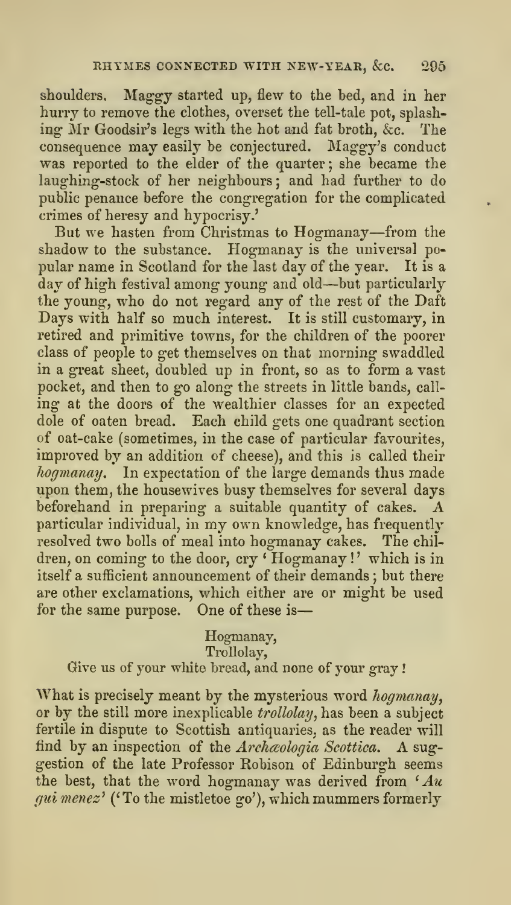shoulders. Maggy started up, flew to the bed, and in her hurry to remove the clothes, overset the tell-tale pot, splashing Mr Goodsir's legs with the hot and fat broth, &c. The consequence may easily be conjectured. Maggy's conduct was reported to the elder of the quarter; she became the laughing-stock of her neighbours; and had further to do public penance before the congregation for the complicated crimes of heresy and hypocrisy.'

But we hasten from Christmas to Hogmanay—from the shadow to the substance. Hogmanay is the universal popular name in Scotland for the last day of the year. It is a day of high festival among young and old—but particularly the young, who do not regard any of the rest of the Daft Days with half so much interest. It is still customary, in retired and primitive towns, for the children of the poorer class of people to get themselves on that morning swaddled in a great sheet, doubled up in front, so as to form a vast pocket, and then to go along the streets in little bands, calling at the doors of the wealthier classes for an expected dole of oaten bread. Each child gets one quadrant section of oat-cake (sometimes, in the case of particular favourites, improved by an addition of cheese), and this is called their *hogmanay*. In expectation of the large demands thus made upon them, the housewives busy themselves for several days beforehand in preparing a suitable quantity of cakes. A particular individual, in my own knowledge, has frequently resolved two bolls of meal into hogmanay cakes. The children, on coming to the door, cry 'Hogmanay!' which is in itself a sufficient announcement of their demands; but there are other exclamations, which either are or might be used for the same purpose. One of these is—

> Hogmanay,
> Trollolay,
> Give us of your white bread, and none of your gray!

What is precisely meant by the mysterious word *hogmanay*, or by the still more inexplicable *trollolay*, has been a subject fertile in dispute to Scottish antiquaries, as the reader will find by an inspection of the *Archæologia Scottica*. A suggestion of the late Professor Robison of Edinburgh seems the best, that the word hogmanay was derived from '*Au gui menez*' ('To the mistletoe go'), which mummers formerly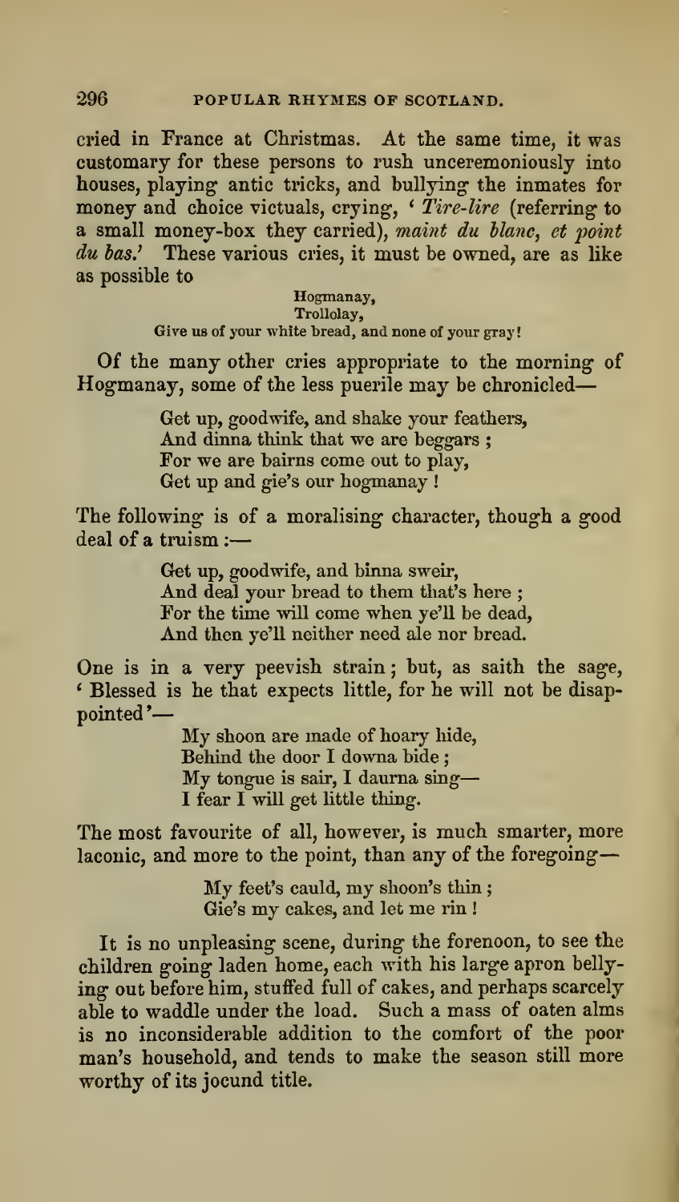cried in France at Christmas. At the same time, it was customary for these persons to rush unceremoniously into houses, playing antic tricks, and bullying the inmates for money and choice victuals, crying, '*Tire-lire* (referring to a small money-box they carried), *maint du blanc, et point du bas*.' These various cries, it must be owned, are as like as possible to

> Hogmanay,
> Trollolay,
> Give us of your white bread, and none of your gray!

Of the many other cries appropriate to the morning of Hogmanay, some of the less puerile may be chronicled—

> Get up, goodwife, and shake your feathers,
> And dinna think that we are beggars ;
> For we are bairns come out to play,
> Get up and gie's our hogmanay !

The following is of a moralising character, though a good deal of a truism :—

> Get up, goodwife, and binna sweir,
> And deal your bread to them that's here ;
> For the time will come when ye'll be dead,
> And then ye'll neither need ale nor bread.

One is in a very peevish strain ; but, as saith the sage, 'Blessed is he that expects little, for he will not be disappointed'—

> My shoon are made of hoary hide,
> Behind the door I downa bide ;
> My tongue is sair, I daurna sing—
> I fear I will get little thing.

The most favourite of all, however, is much smarter, more laconic, and more to the point, than any of the foregoing—

> My feet's cauld, my shoon's thin ;
> Gie's my cakes, and let me rin !

It is no unpleasing scene, during the forenoon, to see the children going laden home, each with his large apron bellying out before him, stuffed full of cakes, and perhaps scarcely able to waddle under the load. Such a mass of oaten alms is no inconsiderable addition to the comfort of the poor man's household, and tends to make the season still more worthy of its jocund title.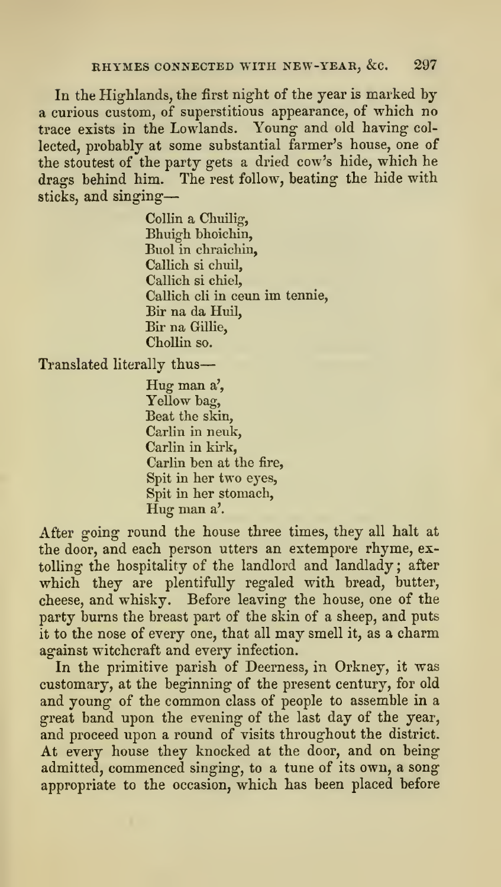In the Highlands, the first night of the year is marked by a curious custom, of superstitious appearance, of which no trace exists in the Lowlands. Young and old having collected, probably at some substantial farmer's house, one of the stoutest of the party gets a dried cow's hide, which he drags behind him. The rest follow, beating the hide with sticks, and singing—

> Collin a Chuilig,
> Bhuigh bhoichin,
> Buol in chraichin,
> Callich si chuil,
> Callich si chiel,
> Callich cli in ceun im tennie,
> Bir na da Huil,
> Bir na Gillie,
> Chollin so.

Translated literally thus—

> Hug man a',
> Yellow bag,
> Beat the skin,
> Carlin in neuk,
> Carlin in kirk,
> Carlin ben at the fire,
> Spit in her two eyes,
> Spit in her stomach,
> Hug man a'.

After going round the house three times, they all halt at the door, and each person utters an extempore rhyme, extolling the hospitality of the landlord and landlady; after which they are plentifully regaled with bread, butter, cheese, and whisky. Before leaving the house, one of the party burns the breast part of the skin of a sheep, and puts it to the nose of every one, that all may smell it, as a charm against witchcraft and every infection.

In the primitive parish of Deerness, in Orkney, it was customary, at the beginning of the present century, for old and young of the common class of people to assemble in a great band upon the evening of the last day of the year, and proceed upon a round of visits throughout the district. At every house they knocked at the door, and on being admitted, commenced singing, to a tune of its own, a song appropriate to the occasion, which has been placed before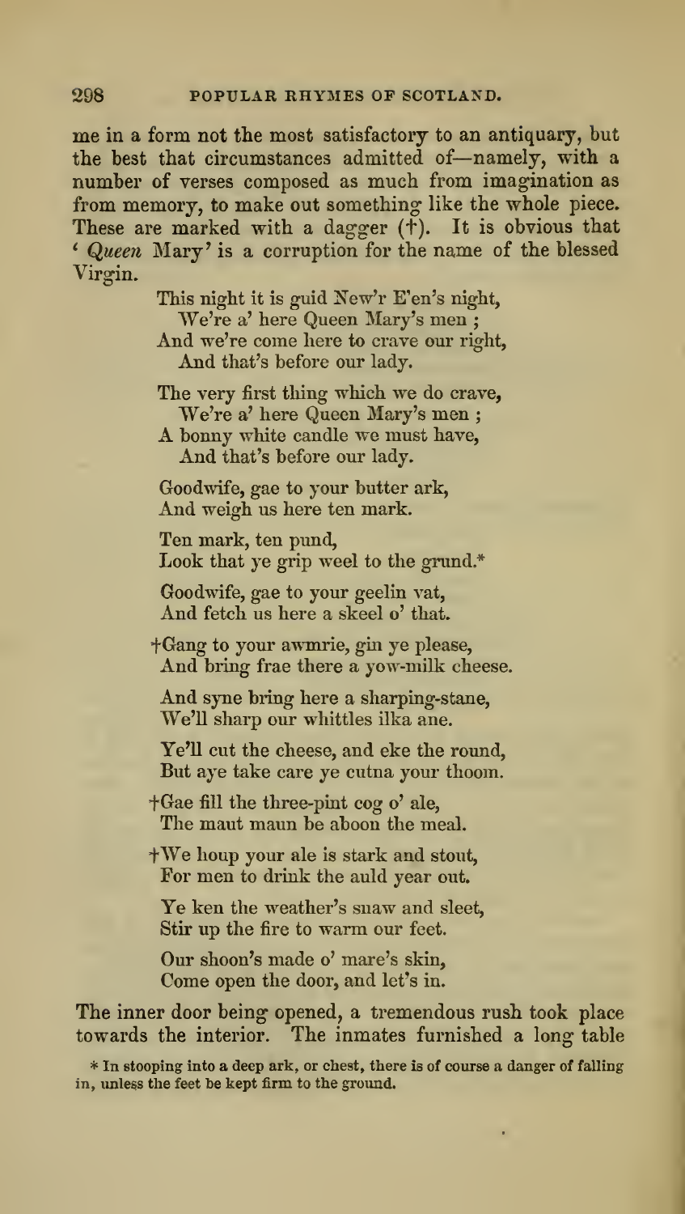me in a form not the most satisfactory to an antiquary, but the best that circumstances admitted of—namely, with a number of verses composed as much from imagination as from memory, to make out something like the whole piece. These are marked with a dagger (†). It is obvious that '*Queen* Mary' is a corruption for the name of the blessed Virgin.

> This night it is guid New'r E'en's night,
> We're a' here Queen Mary's men ;
> And we're come here to crave our right,
> And that's before our lady.
>
> The very first thing which we do crave,
> We're a' here Queen Mary's men ;
> A bonny white candle we must have,
> And that's before our lady.
>
> Goodwife, gae to your butter ark,
> And weigh us here ten mark.
>
> Ten mark, ten pund,
> Look that ye grip weel to the grund.*
>
> Goodwife, gae to your geelin vat,
> And fetch us here a skeel o' that.
>
> †Gang to your awmrie, gin ye please,
> And bring frae there a yow-milk cheese.
>
> And syne bring here a sharping-stane,
> We'll sharp our whittles ilka ane.
>
> Ye'll cut the cheese, and eke the round,
> But aye take care ye cutna your thoom.
>
> †Gae fill the three-pint cog o' ale,
> The maut maun be aboon the meal.
>
> †We houp your ale is stark and stout,
> For men to drink the auld year out.
>
> Ye ken the weather's snaw and sleet,
> Stir up the fire to warm our feet.
>
> Our shoon's made o' mare's skin,
> Come open the door, and let's in.

The inner door being opened, a tremendous rush took place towards the interior. The inmates furnished a long table

\* In stooping into a deep ark, or chest, there is of course a danger of falling in, unless the feet be kept firm to the ground.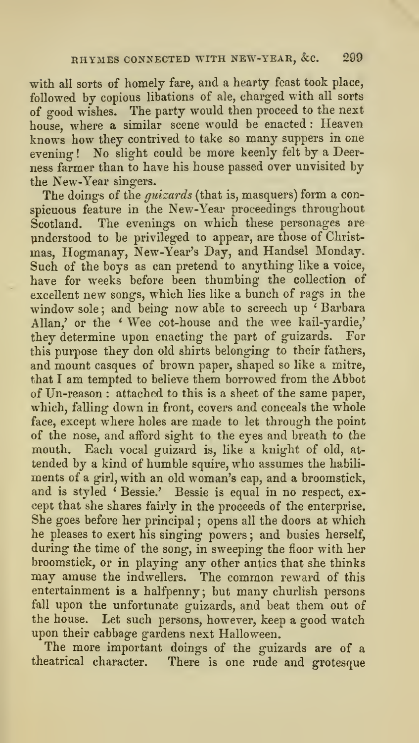with all sorts of homely fare, and a hearty feast took place, followed by copious libations of ale, charged with all sorts of good wishes. The party would then proceed to the next house, where a similar scene would be enacted: Heaven knows how they contrived to take so many suppers in one evening! No slight could be more keenly felt by a Deerness farmer than to have his house passed over unvisited by the New-Year singers.

The doings of the *guizards* (that is, masquers) form a conspicuous feature in the New-Year proceedings throughout Scotland. The evenings on which these personages are understood to be privileged to appear, are those of Christmas, Hogmanay, New-Year's Day, and Handsel Monday. Such of the boys as can pretend to anything like a voice, have for weeks before been thumbing the collection of excellent new songs, which lies like a bunch of rags in the window sole; and being now able to screech up 'Barbara Allan,' or the 'Wee cot-house and the wee kail-yardie,' they determine upon enacting the part of guizards. For this purpose they don old shirts belonging to their fathers, and mount casques of brown paper, shaped so like a mitre, that I am tempted to believe them borrowed from the Abbot of Un-reason: attached to this is a sheet of the same paper, which, falling down in front, covers and conceals the whole face, except where holes are made to let through the point of the nose, and afford sight to the eyes and breath to the mouth. Each vocal guizard is, like a knight of old, attended by a kind of humble squire, who assumes the habiliments of a girl, with an old woman's cap, and a broomstick, and is styled 'Bessie.' Bessie is equal in no respect, except that she shares fairly in the proceeds of the enterprise. She goes before her principal; opens all the doors at which he pleases to exert his singing powers; and busies herself, during the time of the song, in sweeping the floor with her broomstick, or in playing any other antics that she thinks may amuse the indwellers. The common reward of this entertainment is a halfpenny; but many churlish persons fall upon the unfortunate guizards, and beat them out of the house. Let such persons, however, keep a good watch upon their cabbage gardens next Halloween.

The more important doings of the guizards are of a theatrical character. There is one rude and grotesque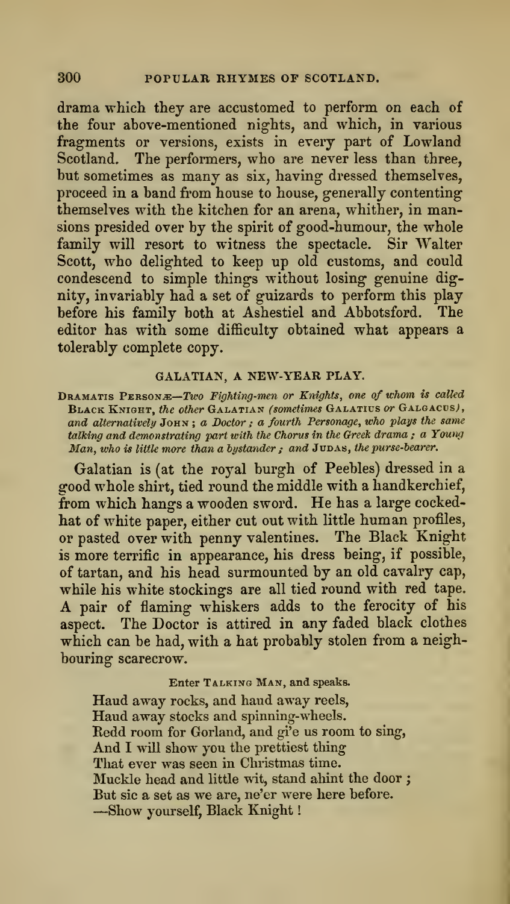drama which they are accustomed to perform on each of the four above-mentioned nights, and which, in various fragments or versions, exists in every part of Lowland Scotland. The performers, who are never less than three, but sometimes as many as six, having dressed themselves, proceed in a band from house to house, generally contenting themselves with the kitchen for an arena, whither, in mansions presided over by the spirit of good-humour, the whole family will resort to witness the spectacle. Sir Walter Scott, who delighted to keep up old customs, and could condescend to simple things without losing genuine dignity, invariably had a set of guizards to perform this play before his family both at Ashestiel and Abbotsford. The editor has with some difficulty obtained what appears a tolerably complete copy.

## GALATIAN, A NEW-YEAR PLAY.

DRAMATIS PERSONÆ—*Two Fighting-men or Knights, one of whom is called* BLACK KNIGHT, *the other* GALATIAN *(sometimes* GALATIUS *or* GALGACUS*), and alternatively* JOHN; *a Doctor; a fourth Personage, who plays the same talking and demonstrating part with the Chorus in the Greek drama; a Young Man, who is little more than a bystander; and* JUDAS, *the purse-bearer.*

Galatian is (at the royal burgh of Peebles) dressed in a good whole shirt, tied round the middle with a handkerchief, from which hangs a wooden sword. He has a large cocked-hat of white paper, either cut out with little human profiles, or pasted over with penny valentines. The Black Knight is more terrific in appearance, his dress being, if possible, of tartan, and his head surmounted by an old cavalry cap, while his white stockings are all tied round with red tape. A pair of flaming whiskers adds to the ferocity of his aspect. The Doctor is attired in any faded black clothes which can be had, with a hat probably stolen from a neighbouring scarecrow.

Enter TALKING MAN, and speaks.

Haud away rocks, and haud away reels,
Haud away stocks and spinning-wheels.
Redd room for Gorland, and gi'e us room to sing,
And I will show you the prettiest thing
That ever was seen in Christmas time.
Muckle head and little wit, stand ahint the door;
But sic a set as we are, ne'er were here before.
—Show yourself, Black Knight!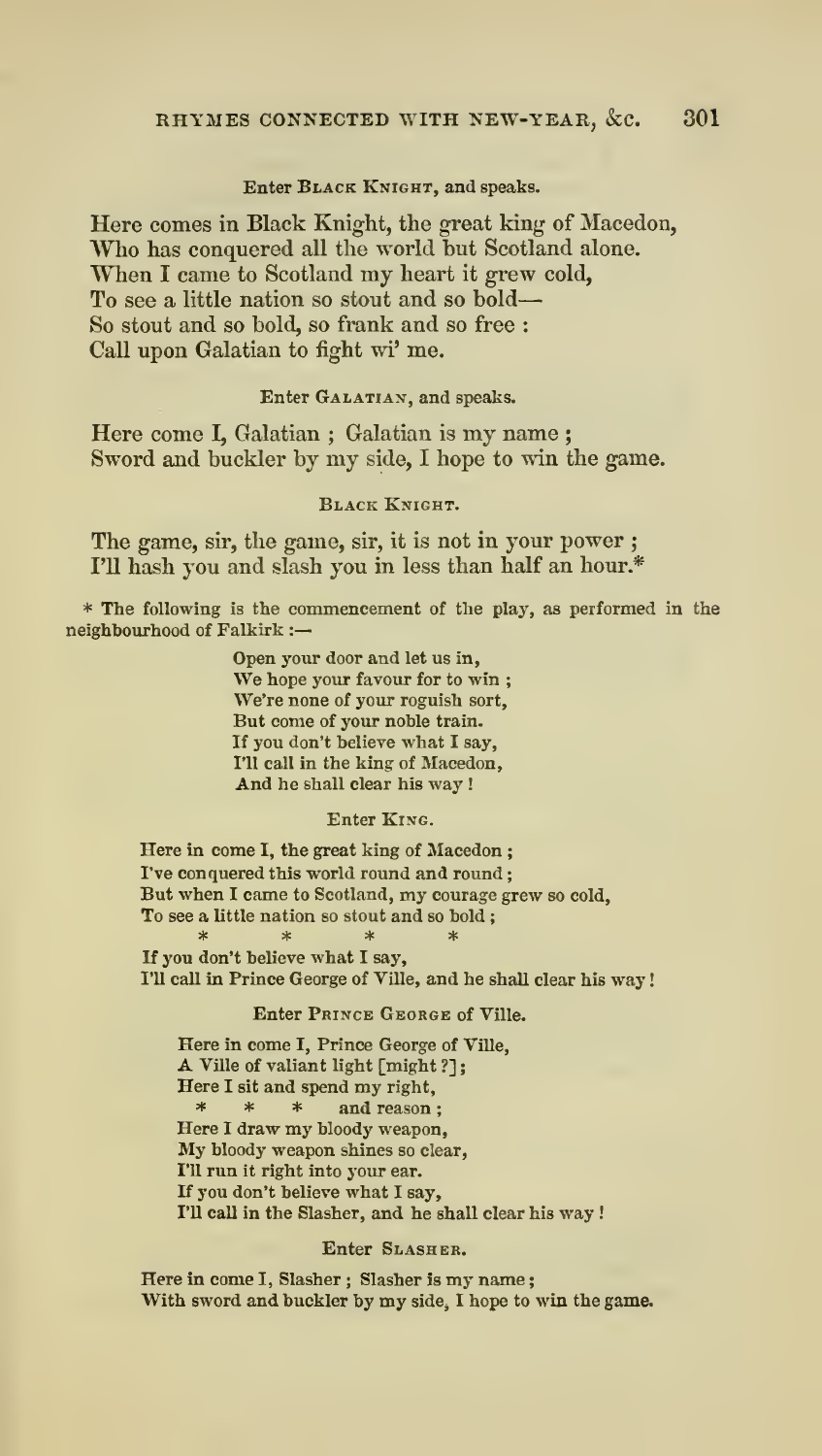Enter **Black Knight**, and speaks.

Here comes in Black Knight, the great king of Macedon,
Who has conquered all the world but Scotland alone.
When I came to Scotland my heart it grew cold,
To see a little nation so stout and so bold—
So stout and so bold, so frank and so free :
Call upon Galatian to fight wi' me.

Enter **Galatian**, and speaks.

Here come I, Galatian ; Galatian is my name ;
Sword and buckler by my side, I hope to win the game.

**Black Knight.**

The game, sir, the game, sir, it is not in your power ;
I'll hash you and slash you in less than half an hour.*

\* The following is the commencement of the play, as performed in the neighbourhood of Falkirk :—

> Open your door and let us in,
> We hope your favour for to win ;
> We're none of your roguish sort,
> But come of your noble train.
> If you don't believe what I say,
> I'll call in the king of Macedon,
> And he shall clear his way !
>
> Enter **King**.
>
> Here in come I, the great king of Macedon ;
> I've conquered this world round and round ;
> But when I came to Scotland, my courage grew so cold,
> To see a little nation so stout and so bold ;
> \*    \*    \*    \*
> If you don't believe what I say,
> I'll call in Prince George of Ville, and he shall clear his way !
>
> Enter **Prince George** of Ville.
>
> Here in come I, Prince George of Ville,
> A Ville of valiant light [might ?] ;
> Here I sit and spend my right,
> \*  \*  \*  and reason ;
> Here I draw my bloody weapon,
> My bloody weapon shines so clear,
> I'll run it right into your ear.
> If you don't believe what I say,
> I'll call in the Slasher, and he shall clear his way !
>
> Enter **Slasher**.
>
> Here in come I, Slasher ; Slasher is my name ;
> With sword and buckler by my side, I hope to win the game.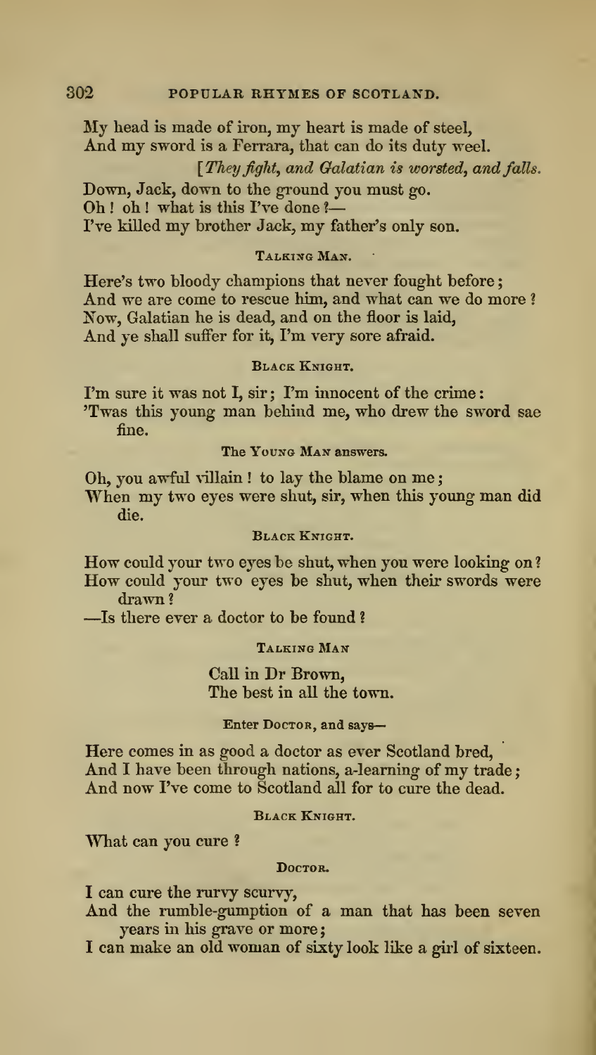My head is made of iron, my heart is made of steel,
And my sword is a Ferrara, that can do its duty weel.

[*They fight, and Galatian is worsted, and falls.*

Down, Jack, down to the ground you must go.
Oh! oh! what is this I've done?—
I've killed my brother Jack, my father's only son.

TALKING MAN.

Here's two bloody champions that never fought before;
And we are come to rescue him, and what can we do more?
Now, Galatian he is dead, and on the floor is laid,
And ye shall suffer for it, I'm very sore afraid.

BLACK KNIGHT.

I'm sure it was not I, sir; I'm innocent of the crime:
'Twas this young man behind me, who drew the sword sae fine.

The YOUNG MAN answers.

Oh, you awful villain! to lay the blame on me;
When my two eyes were shut, sir, when this young man did die.

BLACK KNIGHT.

How could your two eyes be shut, when you were looking on?
How could your two eyes be shut, when their swords were drawn?
—Is there ever a doctor to be found?

TALKING MAN

Call in Dr Brown,
The best in all the town.

Enter DOCTOR, and says—

Here comes in as good a doctor as ever Scotland bred,
And I have been through nations, a-learning of my trade;
And now I've come to Scotland all for to cure the dead.

BLACK KNIGHT.

What can you cure?

DOCTOR.

I can cure the rurvy scurvy,
And the rumble-gumption of a man that has been seven years in his grave or more;
I can make an old woman of sixty look like a girl of sixteen.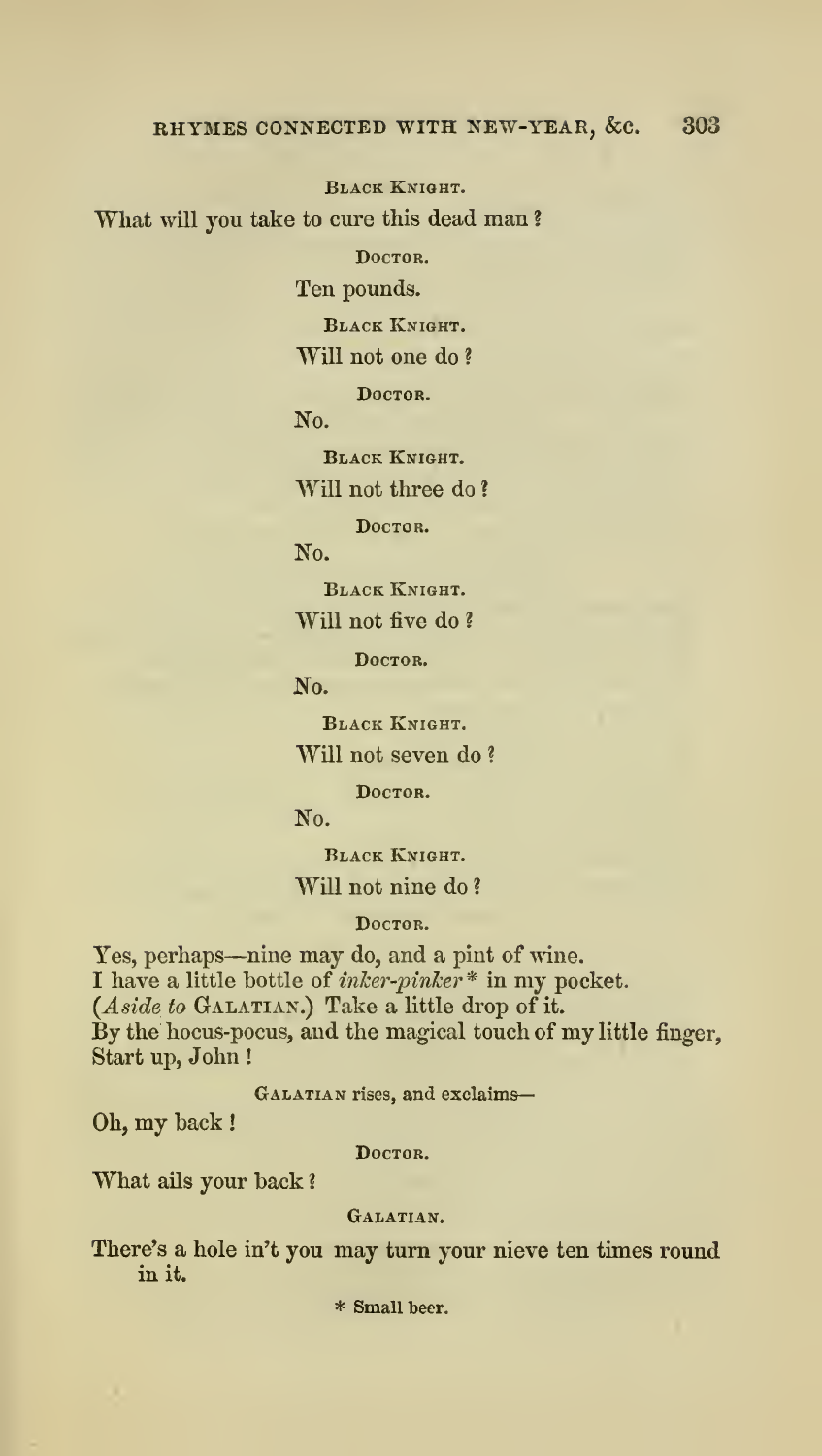BLACK KNIGHT.

What will you take to cure this dead man?

DOCTOR.

Ten pounds.

BLACK KNIGHT.

Will not one do?

DOCTOR.

No.

BLACK KNIGHT.

Will not three do?

DOCTOR.

No.

BLACK KNIGHT.

Will not five do?

DOCTOR.

No.

BLACK KNIGHT.

Will not seven do?

DOCTOR.

No.

BLACK KNIGHT.

Will not nine do?

DOCTOR.

Yes, perhaps—nine may do, and a pint of wine.
I have a little bottle of *inker-pinker** in my pocket.
(*Aside to* GALATIAN.) Take a little drop of it.
By the hocus-pocus, and the magical touch of my little finger,
Start up, John!

GALATIAN rises, and exclaims—

Oh, my back!

DOCTOR.

What ails your back?

GALATIAN.

There's a hole in't you may turn your nieve ten times round in it.

\* Small beer.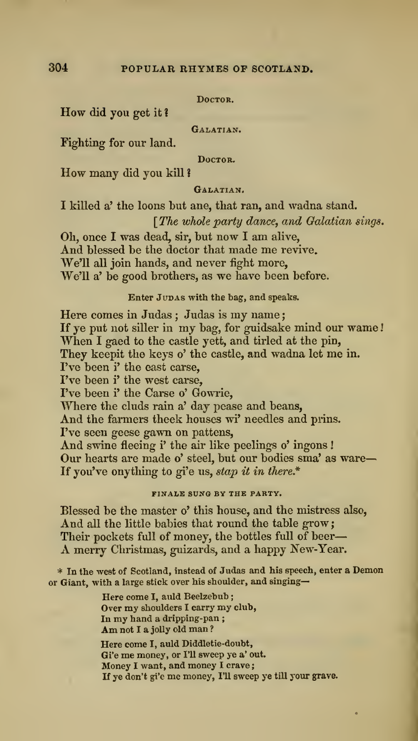DOCTOR.

How did you get it?

GALATIAN.

Fighting for our land.

DOCTOR.

How many did you kill?

GALATIAN.

I killed a' the loons but ane, that ran, and wadna stand.

[*The whole party dance, and Galatian sings.*

Oh, once I was dead, sir, but now I am alive,
And blessed be the doctor that made me revive.
We'll all join hands, and never fight more,
We'll a' be good brothers, as we have been before.

Enter JUDAS with the bag, and speaks.

Here comes in Judas; Judas is my name;
If ye put not siller in my bag, for guidsake mind our wame!
When I gaed to the castle yett, and tirled at the pin,
They keepit the keys o' the castle, and wadna let me in.
I've been i' the east carse,
I've been i' the west carse,
I've been i' the Carse o' Gowrie,
Where the cluds rain a' day pease and beans,
And the farmers theek houses wi' needles and prins.
I've seen geese gawn on pattens,
And swine fleeing i' the air like peelings o' ingons!
Our hearts are made o' steel, but our bodies sma' as ware—
If you've onything to gi'e us, *stap it in there.**

FINALE SUNG BY THE PARTY.

Blessed be the master o' this house, and the mistress also,
And all the little babies that round the table grow;
Their pockets full of money, the bottles full of beer—
A merry Christmas, guizards, and a happy New-Year.

* In the west of Scotland, instead of Judas and his speech, enter a Demon or Giant, with a large stick over his shoulder, and singing—

Here come I, auld Beelzebub;
Over my shoulders I carry my club,
In my hand a dripping-pan;
Am not I a jolly old man?

Here come I, auld Diddletie-doubt,
Gi'e me money, or I'll sweep ye a' out.
Money I want, and money I crave;
If ye don't gi'e me money, I'll sweep ye till your grave.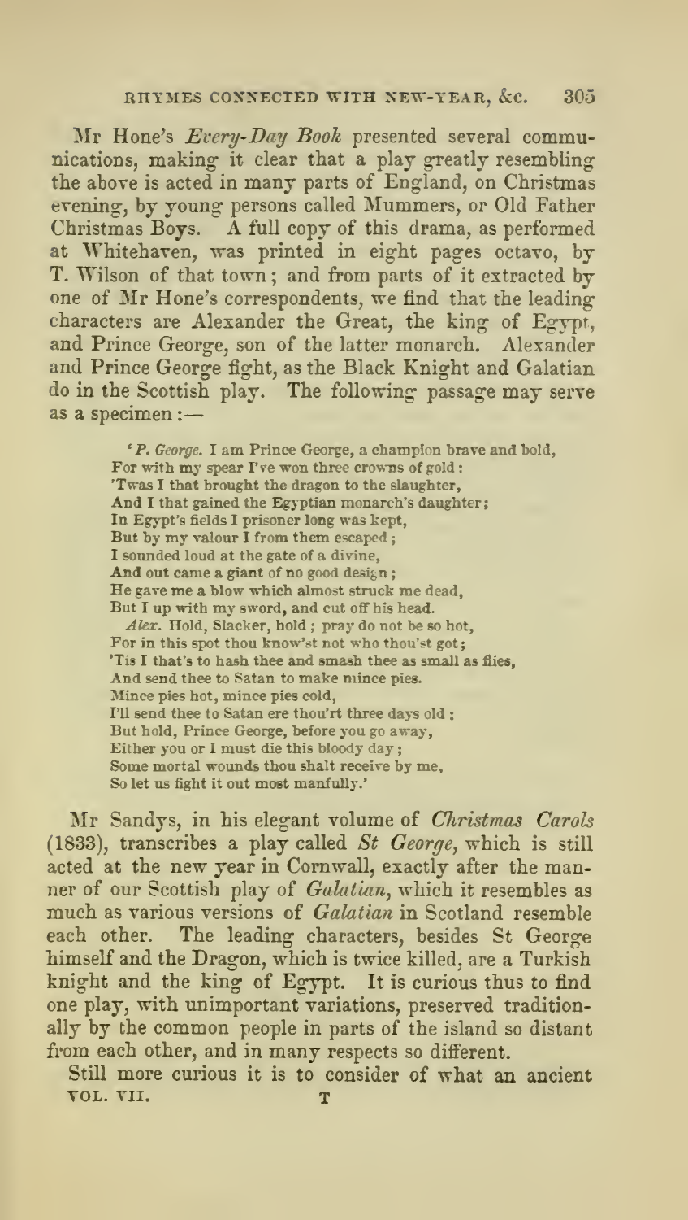Mr Hone's *Every-Day Book* presented several communications, making it clear that a play greatly resembling the above is acted in many parts of England, on Christmas evening, by young persons called Mummers, or Old Father Christmas Boys. A full copy of this drama, as performed at Whitehaven, was printed in eight pages octavo, by T. Wilson of that town; and from parts of it extracted by one of Mr Hone's correspondents, we find that the leading characters are Alexander the Great, the king of Egypt, and Prince George, son of the latter monarch. Alexander and Prince George fight, as the Black Knight and Galatian do in the Scottish play. The following passage may serve as a specimen:—

> '*P. George.* I am Prince George, a champion brave and bold,
> For with my spear I've won three crowns of gold:
> 'Twas I that brought the dragon to the slaughter,
> And I that gained the Egyptian monarch's daughter;
> In Egypt's fields I prisoner long was kept,
> But by my valour I from them escaped;
> I sounded loud at the gate of a divine,
> And out came a giant of no good design;
> He gave me a blow which almost struck me dead,
> But I up with my sword, and cut off his head.
> *Alex.* Hold, Slacker, hold; pray do not be so hot,
> For in this spot thou know'st not who thou'st got;
> 'Tis I that's to hash thee and smash thee as small as flies,
> And send thee to Satan to make mince pies.
> Mince pies hot, mince pies cold,
> I'll send thee to Satan ere thou'rt three days old:
> But hold, Prince George, before you go away,
> Either you or I must die this bloody day;
> Some mortal wounds thou shalt receive by me,
> So let us fight it out most manfully.'

Mr Sandys, in his elegant volume of *Christmas Carols* (1833), transcribes a play called *St George*, which is still acted at the new year in Cornwall, exactly after the manner of our Scottish play of *Galatian*, which it resembles as much as various versions of *Galatian* in Scotland resemble each other. The leading characters, besides St George himself and the Dragon, which is twice killed, are a Turkish knight and the king of Egypt. It is curious thus to find one play, with unimportant variations, preserved traditionally by the common people in parts of the island so distant from each other, and in many respects so different.

Still more curious it is to consider of what an ancient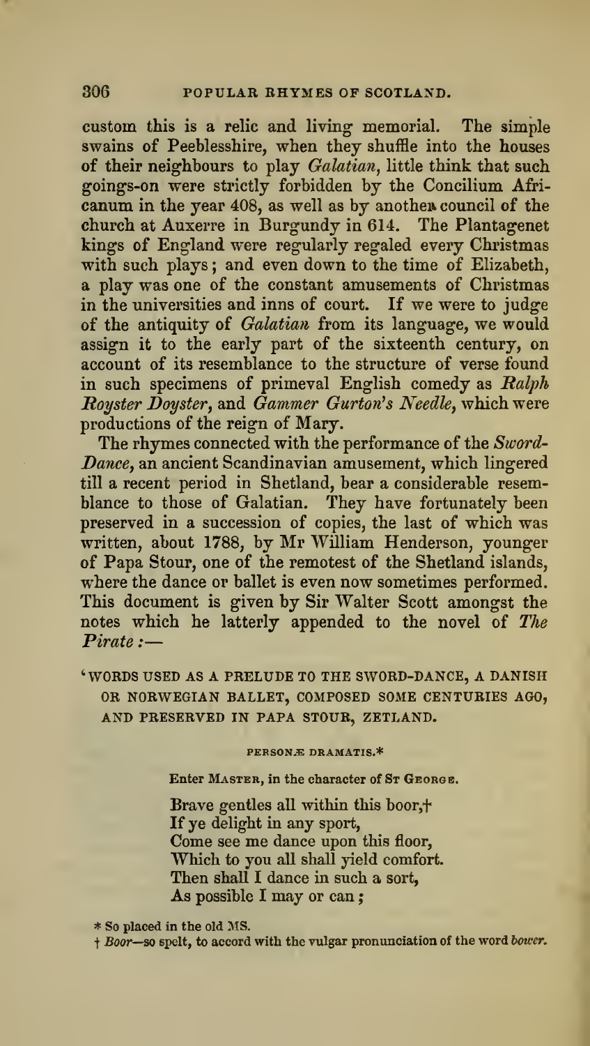custom this is a relic and living memorial. The simple swains of Peeblesshire, when they shuffle into the houses of their neighbours to play *Galatian*, little think that such goings-on were strictly forbidden by the Concilium Africanum in the year 408, as well as by another council of the church at Auxerre in Burgundy in 614. The Plantagenet kings of England were regularly regaled every Christmas with such plays; and even down to the time of Elizabeth, a play was one of the constant amusements of Christmas in the universities and inns of court. If we were to judge of the antiquity of *Galatian* from its language, we would assign it to the early part of the sixteenth century, on account of its resemblance to the structure of verse found in such specimens of primeval English comedy as *Ralph Royster Doyster*, and *Gammer Gurton's Needle*, which were productions of the reign of Mary.

The rhymes connected with the performance of the *Sword-Dance*, an ancient Scandinavian amusement, which lingered till a recent period in Shetland, bear a considerable resemblance to those of Galatian. They have fortunately been preserved in a succession of copies, the last of which was written, about 1788, by Mr William Henderson, younger of Papa Stour, one of the remotest of the Shetland islands, where the dance or ballet is even now sometimes performed. This document is given by Sir Walter Scott amongst the notes which he latterly appended to the novel of *The Pirate*:—

'WORDS USED AS A PRELUDE TO THE SWORD-DANCE, A DANISH OR NORWEGIAN BALLET, COMPOSED SOME CENTURIES AGO, AND PRESERVED IN PAPA STOUR, ZETLAND.

PERSONÆ DRAMATIS.*

Enter MASTER, in the character of ST GEORGE.

Brave gentles all within this boor,†  
If ye delight in any sport,  
Come see me dance upon this floor,  
Which to you all shall yield comfort.  
Then shall I dance in such a sort,  
As possible I may or can;

\* So placed in the old MS.

† *Boor*—so spelt, to accord with the vulgar pronunciation of the word *bower*.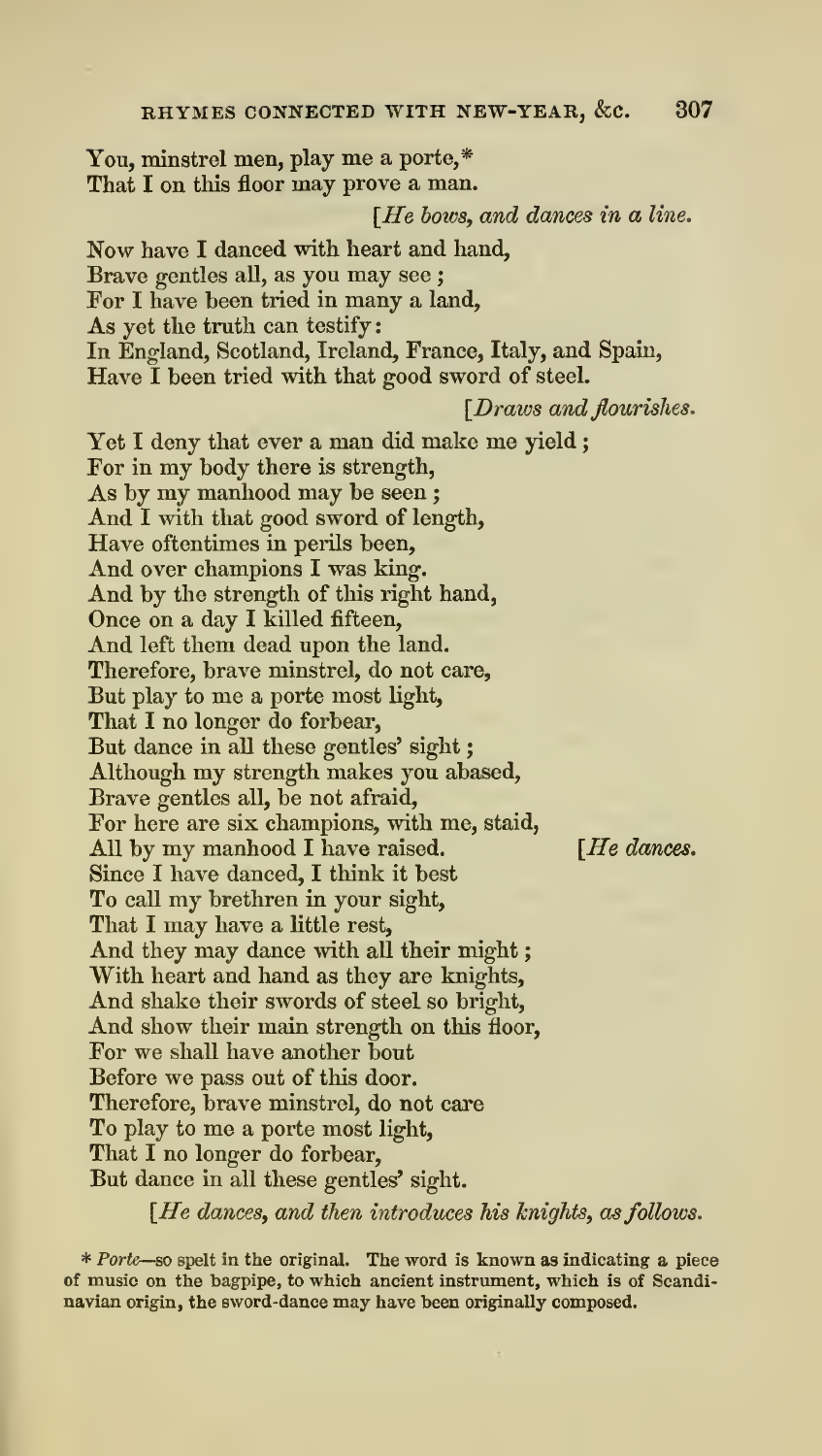You, minstrel men, play me a porte,*
That I on this floor may prove a man.

[*He bows, and dances in a line.*

Now have I danced with heart and hand,
Brave gentles all, as you may see;
For I have been tried in many a land,
As yet the truth can testify:
In England, Scotland, Ireland, France, Italy, and Spain,
Have I been tried with that good sword of steel.

[*Draws and flourishes.*

Yet I deny that ever a man did make me yield;
For in my body there is strength,
As by my manhood may be seen;
And I with that good sword of length,
Have oftentimes in perils been,
And over champions I was king.
And by the strength of this right hand,
Once on a day I killed fifteen,
And left them dead upon the land.
Therefore, brave minstrel, do not care,
But play to me a porte most light,
That I no longer do forbear,
But dance in all these gentles' sight;
Although my strength makes you abased,
Brave gentles all, be not afraid,
For here are six champions, with me, staid,
All by my manhood I have raised. [*He dances.*
Since I have danced, I think it best
To call my brethren in your sight,
That I may have a little rest,
And they may dance with all their might;
With heart and hand as they are knights,
And shake their swords of steel so bright,
And show their main strength on this floor,
For we shall have another bout
Before we pass out of this door.
Therefore, brave minstrel, do not care
To play to me a porte most light,
That I no longer do forbear,
But dance in all these gentles' sight.

[*He dances, and then introduces his knights, as follows.*

\* *Porte*—so spelt in the original. The word is known as indicating a piece of music on the bagpipe, to which ancient instrument, which is of Scandinavian origin, the sword-dance may have been originally composed.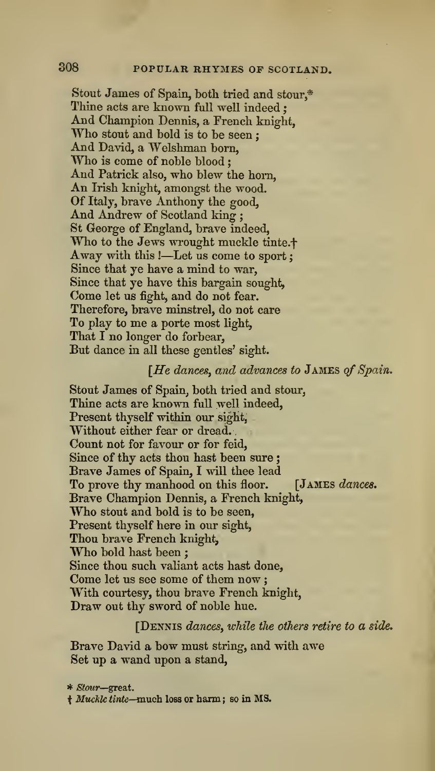Stout James of Spain, both tried and stour,*
Thine acts are known full well indeed;
And Champion Dennis, a French knight,
Who stout and bold is to be seen;
And David, a Welshman born,
Who is come of noble blood;
And Patrick also, who blew the horn,
An Irish knight, amongst the wood.
Of Italy, brave Anthony the good,
And Andrew of Scotland king;
St George of England, brave indeed,
Who to the Jews wrought muckle tinte.†
Away with this !—Let us come to sport;
Since that ye have a mind to war,
Since that ye have this bargain sought,
Come let us fight, and do not fear.
Therefore, brave minstrel, do not care
To play to me a porte most light,
That I no longer do forbear,
But dance in all these gentles' sight.

[*He dances, and advances to* JAMES *of Spain.*

Stout James of Spain, both tried and stour,
Thine acts are known full well indeed,
Present thyself within our sight,
Without either fear or dread.
Count not for favour or for feid,
Since of thy acts thou hast been sure;
Brave James of Spain, I will thee lead
To prove thy manhood on this floor. [JAMES *dances.*
Brave Champion Dennis, a French knight,
Who stout and bold is to be seen,
Present thyself here in our sight,
Thou brave French knight,
Who bold hast been;
Since thou such valiant acts hast done,
Come let us see some of them now;
With courtesy, thou brave French knight,
Draw out thy sword of noble hue.

[DENNIS *dances, while the others retire to a side.*

Brave David a bow must string, and with awe
Set up a wand upon a stand,

\* *Stour*—great.
† *Muckle tinte*—much loss or harm; so in MS.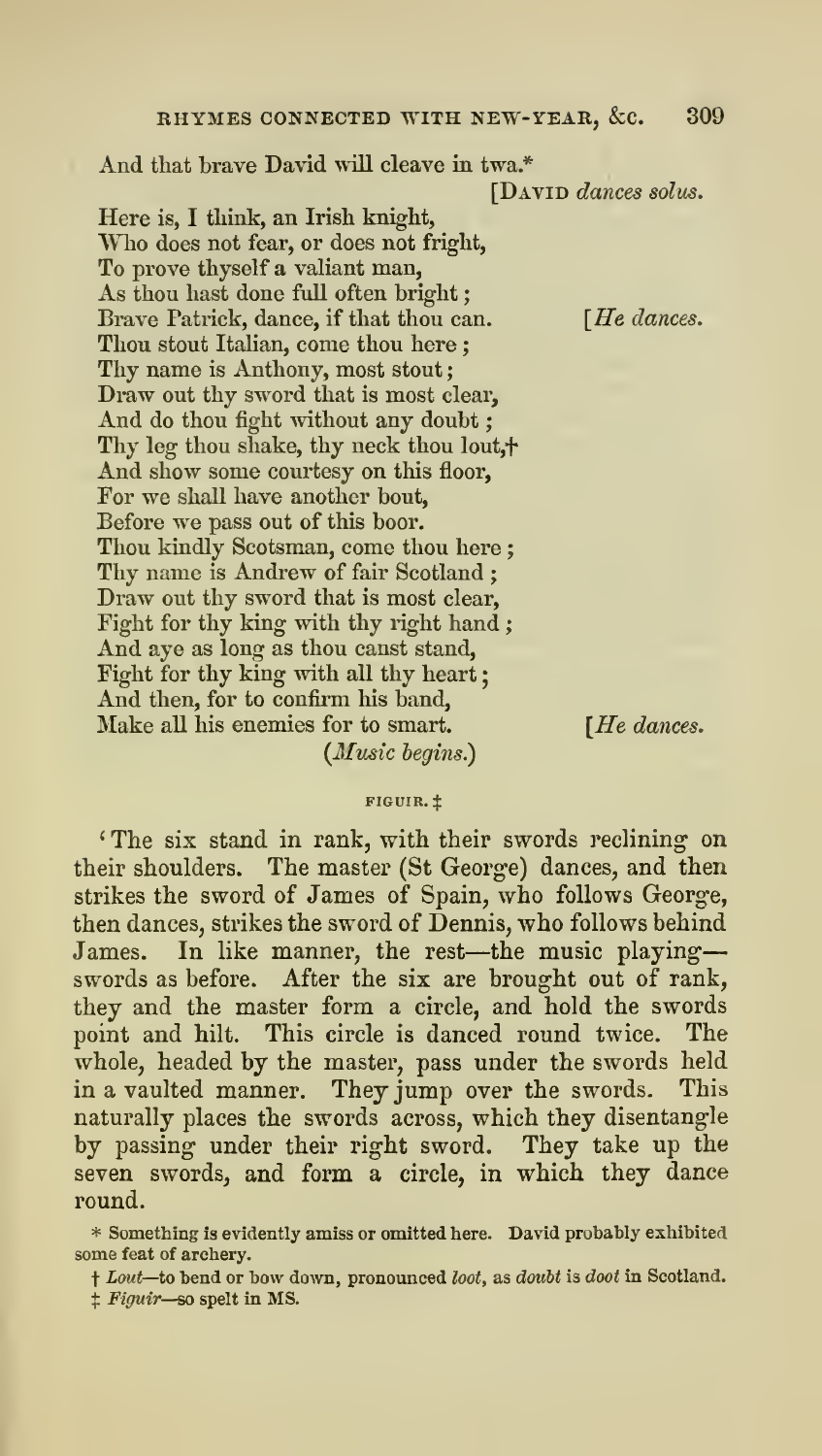And that brave David will cleave in twa.*

[DAVID *dances solus.*

Here is, I think, an Irish knight,
Who does not fear, or does not fright,
To prove thyself a valiant man,
As thou hast done full often bright;
Brave Patrick, dance, if that thou can. [*He dances.*
Thou stout Italian, come thou here;
Thy name is Anthony, most stout;
Draw out thy sword that is most clear,
And do thou fight without any doubt;
Thy leg thou shake, thy neck thou lout,†
And show some courtesy on this floor,
For we shall have another bout,
Before we pass out of this boor.
Thou kindly Scotsman, come thou here;
Thy name is Andrew of fair Scotland;
Draw out thy sword that is most clear,
Fight for thy king with thy right hand;
And aye as long as thou canst stand,
Fight for thy king with all thy heart;
And then, for to confirm his band,
Make all his enemies for to smart. [*He dances.*

(*Music begins.*)

FIGUIR. ‡

'The six stand in rank, with their swords reclining on their shoulders. The master (St George) dances, and then strikes the sword of James of Spain, who follows George, then dances, strikes the sword of Dennis, who follows behind James. In like manner, the rest—the music playing—swords as before. After the six are brought out of rank, they and the master form a circle, and hold the swords point and hilt. This circle is danced round twice. The whole, headed by the master, pass under the swords held in a vaulted manner. They jump over the swords. This naturally places the swords across, which they disentangle by passing under their right sword. They take up the seven swords, and form a circle, in which they dance round.

\* Something is evidently amiss or omitted here. David probably exhibited some feat of archery.

† *Lout*—to bend or bow down, pronounced *loot*, as *doubt* is *doot* in Scotland.

‡ *Figuir*—so spelt in MS.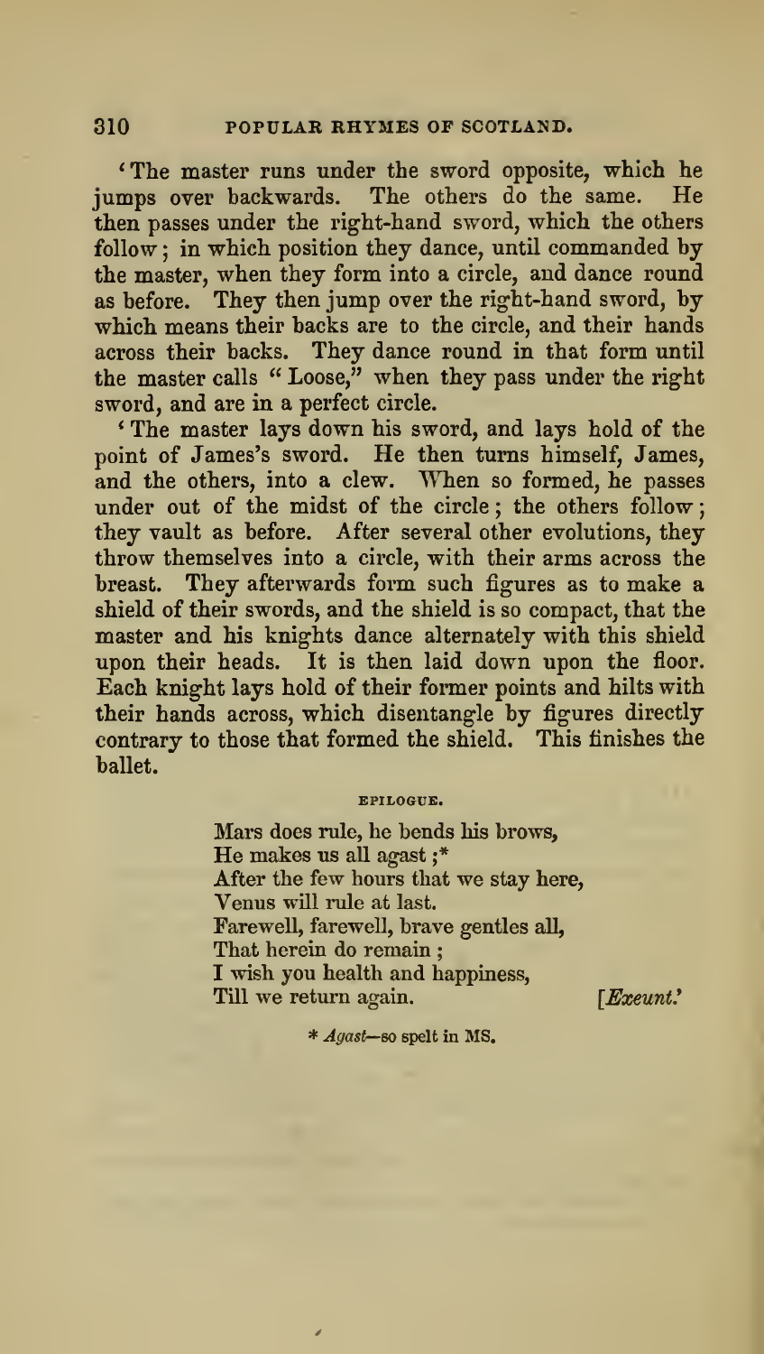'The master runs under the sword opposite, which he jumps over backwards. The others do the same. He then passes under the right-hand sword, which the others follow; in which position they dance, until commanded by the master, when they form into a circle, and dance round as before. They then jump over the right-hand sword, by which means their backs are to the circle, and their hands across their backs. They dance round in that form until the master calls "Loose," when they pass under the right sword, and are in a perfect circle.

'The master lays down his sword, and lays hold of the point of James's sword. He then turns himself, James, and the others, into a clew. When so formed, he passes under out of the midst of the circle; the others follow; they vault as before. After several other evolutions, they throw themselves into a circle, with their arms across the breast. They afterwards form such figures as to make a shield of their swords, and the shield is so compact, that the master and his knights dance alternately with this shield upon their heads. It is then laid down upon the floor. Each knight lays hold of their former points and hilts with their hands across, which disentangle by figures directly contrary to those that formed the shield. This finishes the ballet.

EPILOGUE.

Mars does rule, he bends his brows,
He makes us all agast;*
After the few hours that we stay here,
Venus will rule at last.
Farewell, farewell, brave gentles all,
That herein do remain;
I wish you health and happiness,
Till we return again. *[Exeunt.*'

\* *Agast*—so spelt in MS.